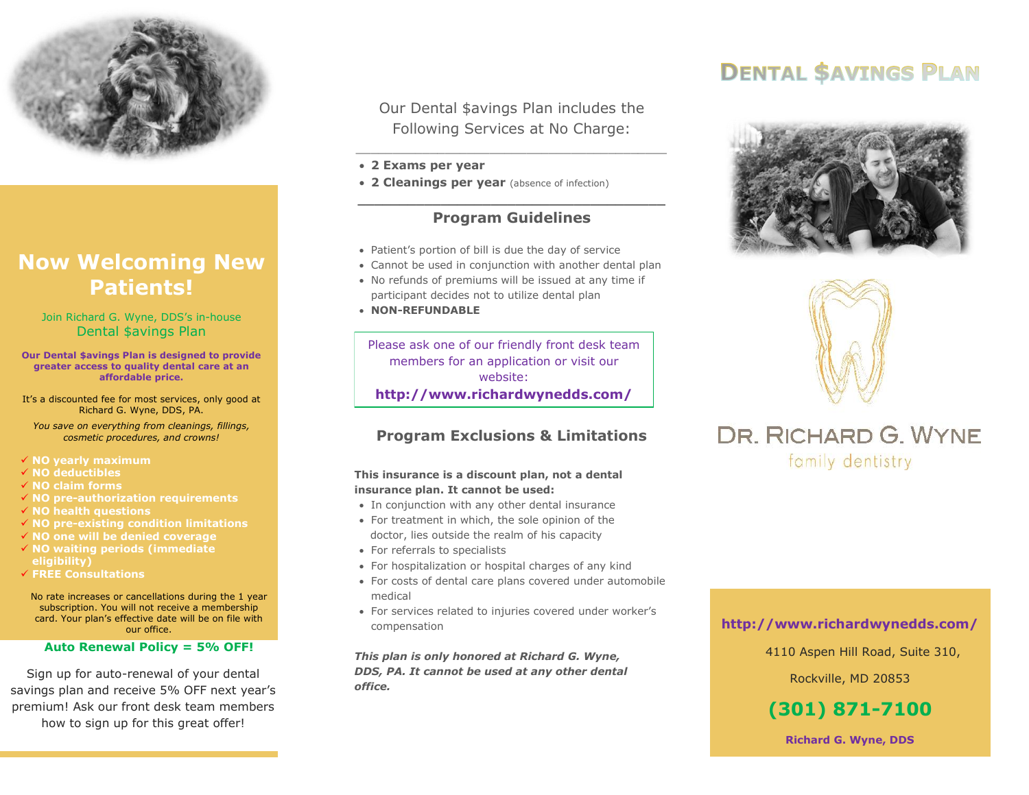## Now Welcoming New Patients!

Join Richard G. Wyne, DDS's in-house
Dental $avings Plan

**Our Dental $avings Plan is designed to provide greater access to quality dental care at an affordable price.**

It's a discounted fee for most services, only good at Richard G. Wyne, DDS, PA.

*You save on everything from cleanings, fillings, cosmetic procedures, and crowns!*

- ✓ **NO yearly maximum**
- ✓ **NO deductibles**
- ✓ **NO claim forms**
- ✓ **NO pre-authorization requirements**
- ✓ **NO health questions**
- ✓ **NO pre-existing condition limitations**
- ✓ **NO one will be denied coverage**
- ✓ **NO waiting periods (immediate eligibility)**
- ✓ **FREE Consultations**

No rate increases or cancellations during the 1 year subscription. You will not receive a membership card. Your plan's effective date will be on file with our office.

**Auto Renewal Policy = 5% OFF!**

Sign up for auto-renewal of your dental savings plan and receive 5% OFF next year's premium! Ask our front desk team members how to sign up for this great offer!

Our Dental $avings Plan includes the Following Services at No Charge:

- **2 Exams per year**
- **2 Cleanings per year** (absence of infection)

### Program Guidelines

- Patient's portion of bill is due the day of service
- Cannot be used in conjunction with another dental plan
- No refunds of premiums will be issued at any time if participant decides not to utilize dental plan
- **NON-REFUNDABLE**

Please ask one of our friendly front desk team members for an application or visit our website:
**http://www.richardwynedds.com/**

### Program Exclusions & Limitations

**This insurance is a discount plan, not a dental insurance plan. It cannot be used:**

- In conjunction with any other dental insurance
- For treatment in which, the sole opinion of the doctor, lies outside the realm of his capacity
- For referrals to specialists
- For hospitalization or hospital charges of any kind
- For costs of dental care plans covered under automobile medical
- For services related to injuries covered under worker's compensation

***This plan is only honored at Richard G. Wyne, DDS, PA. It cannot be used at any other dental office.***

# DENTAL $AVINGS PLAN

DR. RICHARD G. WYNE
family dentistry

**http://www.richardwynedds.com/**

4110 Aspen Hill Road, Suite 310,

Rockville, MD 20853

**(301) 871-7100**

**Richard G. Wyne, DDS**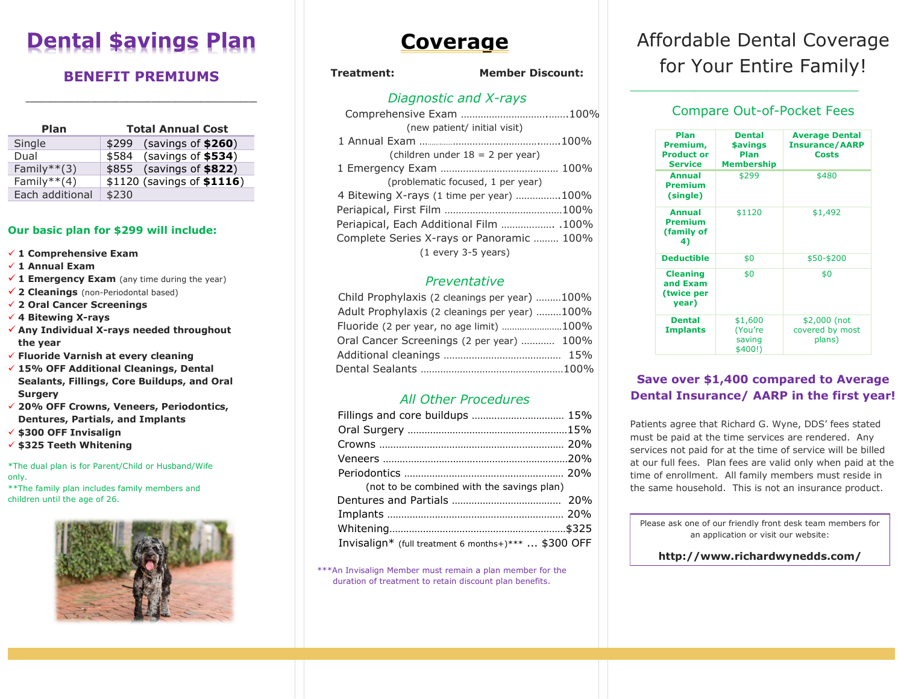# Dental $avings Plan

## BENEFIT PREMIUMS

| Plan | Total Annual Cost |
|---|---|
| Single | $299 (savings of **$260**) |
| Dual | $584 (savings of **$534**) |
| Family**(3) | $855 (savings of **$822**) |
| Family**(4) | $1120 (savings of **$1116**) |
| Each additional | $230 |

### Our basic plan for $299 will include:

- ✓ **1 Comprehensive Exam**
- ✓ **1 Annual Exam**
- ✓ **1 Emergency Exam** (any time during the year)
- ✓ **2 Cleanings** (non-Periodontal based)
- ✓ **2 Oral Cancer Screenings**
- ✓ **4 Bitewing X-rays**
- ✓ **Any Individual X-rays needed throughout the year**
- ✓ **Fluoride Varnish at every cleaning**
- ✓ **15% OFF Additional Cleanings, Dental Sealants, Fillings, Core Buildups, and Oral Surgery**
- ✓ **20% OFF Crowns, Veneers, Periodontics, Dentures, Partials, and Implants**
- ✓ **$300 OFF Invisalign**
- ✓ **$325 Teeth Whitening**

*The dual plan is for Parent/Child or Husband/Wife only.
**The family plan includes family members and children until the age of 26.

# Coverage

**Treatment:** **Member Discount:**

### *Diagnostic and X-rays*

Comprehensive Exam ........................................100%
(new patient/ initial visit)
1 Annual Exam ........................................100%
(children under 18 = 2 per year)
1 Emergency Exam ........................................ 100%
(problematic focused, 1 per year)
4 Bitewing X-rays (1 time per year) ...............100%
Periapical, First Film ........................................100%
Periapical, Each Additional Film .................. .100%
Complete Series X-rays or Panoramic ......... 100%
(1 every 3-5 years)

### *Preventative*

Child Prophylaxis (2 cleanings per year) .........100%
Adult Prophylaxis (2 cleanings per year) .........100%
Fluoride (2 per year, no age limit) ......................100%
Oral Cancer Screenings (2 per year) ............ 100%
Additional cleanings ........................................ 15%
Dental Sealants ..................................................100%

### *All Other Procedures*

Fillings and core buildups ................................ 15%
Oral Surgery ........................................................15%
Crowns ................................................................ 20%
Veneers ................................................................20%
Periodontics ........................................................ 20%
(not to be combined with the savings plan)
Dentures and Partials ...................................... 20%
Implants .............................................................. 20%
Whitening.............................................................$325
Invisalign* (full treatment 6 months+)*** ... $300 OFF

***An Invisalign Member must remain a plan member for the duration of treatment to retain discount plan benefits.

# Affordable Dental Coverage for Your Entire Family!

### Compare Out-of-Pocket Fees

| Plan Premium, Product or Service | Dental $avings Plan Membership | Average Dental Insurance/AARP Costs |
|---|---|---|
| Annual Premium (single) | $299 | $480 |
| Annual Premium (family of 4) | $1120 | $1,492 |
| Deductible | $0 | $50-$200 |
| Cleaning and Exam (twice per year) | $0 | $0 |
| Dental Implants | $1,600 (You're saving $400!) | $2,000 (not covered by most plans) |

**Save over $1,400 compared to Average Dental Insurance/ AARP in the first year!**

Patients agree that Richard G. Wyne, DDS' fees stated must be paid at the time services are rendered. Any services not paid for at the time of service will be billed at our full fees. Plan fees are valid only when paid at the time of enrollment. All family members must reside in the same household. This is not an insurance product.

Please ask one of our friendly front desk team members for an application or visit our website:

**http://www.richardwynedds.com/**